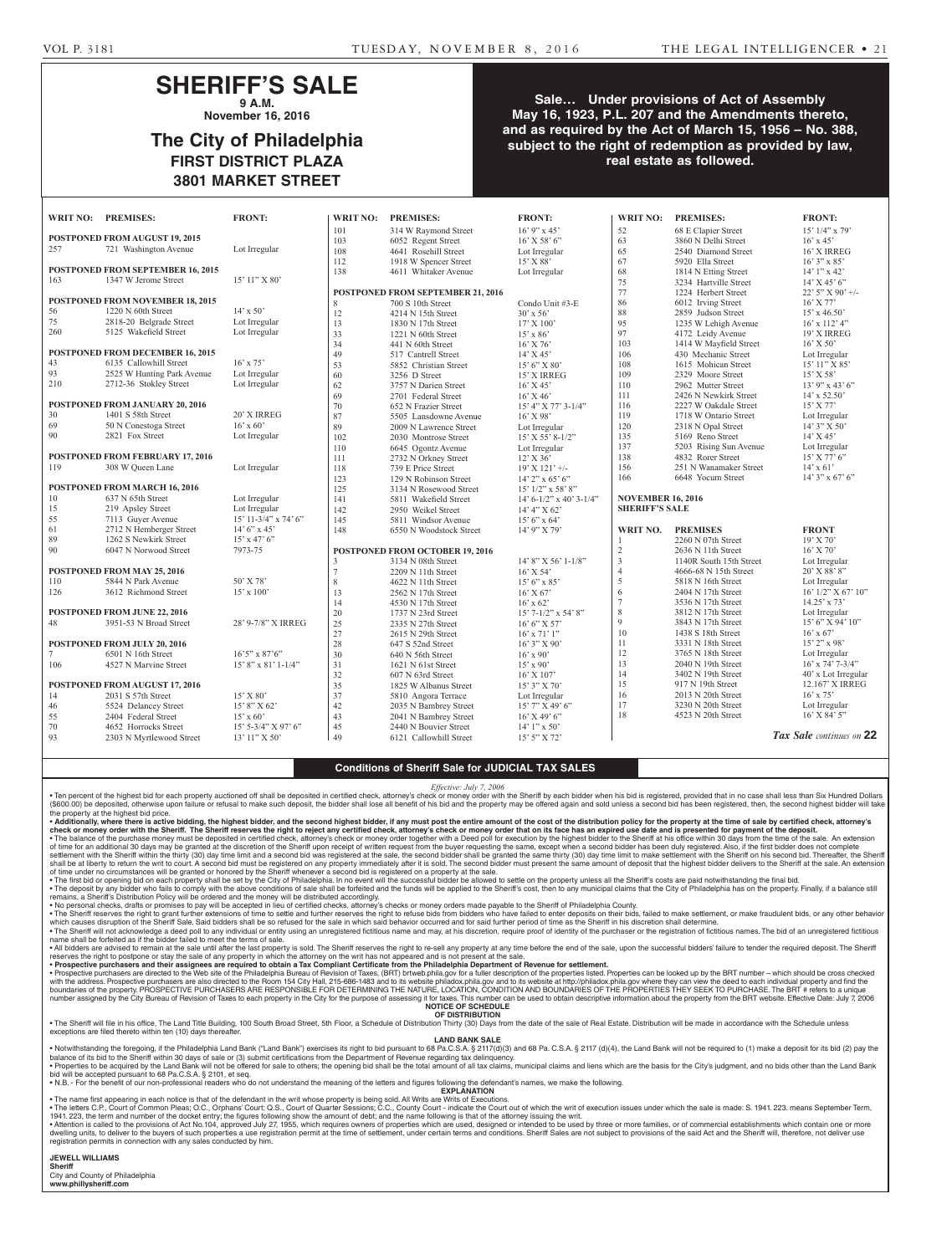# SHERIFF'S SALE

**9 A.M.**

**November 16, 2016**

## The City of Philadelphia

**FIRST DISTRICT PLAZA**

**3801 MARKET STREET**

**Sale… Under provisions of Act of Assembly May 16, 1923, P.L. 207 and the Amendments thereto, and as required by the Act of March 15, 1956 – No. 388, subject to the right of redemption as provided by law, real estate as followed.**

| WRIT NO: | PREMISES: | FRONT: |
|---|---|---|
| **POSTPONED FROM AUGUST 19, 2015** | | |
| 257 | 721 Washington Avenue | Lot Irregular |
| **POSTPONED FROM SEPTEMBER 16, 2015** | | |
| 163 | 1347 W Jerome Street | 15' 11" X 80' |
| **POSTPONED FROM NOVEMBER 18, 2015** | | |
| 56 | 1220 N 60th Street | 14' x 50' |
| 75 | 2818-20 Belgrade Street | Lot Irregular |
| 260 | 5125 Wakefield Street | Lot Irregular |
| **POSTPONED FROM DECEMBER 16, 2015** | | |
| 43 | 6135 Callowhill Street | 16' x 75' |
| 93 | 2525 W Hunting Park Avenue | Lot Irregular |
| 210 | 2712-36 Stokley Street | Lot Irregular |
| **POSTPONED FROM JANUARY 20, 2016** | | |
| 30 | 1401 S 58th Street | 20' X IRREG |
| 69 | 50 N Conestoga Street | 16' x 60' |
| 90 | 2821 Fox Street | Lot Irregular |
| **POSTPONED FROM FEBRUARY 17, 2016** | | |
| 119 | 308 W Queen Lane | Lot Irregular |
| **POSTPONED FROM MARCH 16, 2016** | | |
| 10 | 637 N 65th Street | Lot Irregular |
| 15 | 219 Apsley Street | Lot Irregular |
| 55 | 7113 Guyer Avenue | 15' 11-3/4" x 74' 6" |
| 61 | 2712 N Hemberger Street | 14' 6" x 45' |
| 89 | 1262 S Newkirk Street | 15' x 47' 6" |
| 90 | 6047 N Norwood Street | 7973-75 |
| **POSTPONED FROM MAY 25, 2016** | | |
| 110 | 5844 N Park Avenue | 50' X 78' |
| 126 | 3612 Richmond Street | 15' x 100' |
| **POSTPONED FROM JUNE 22, 2016** | | |
| 48 | 3951-53 N Broad Street | 28' 9-7/8" X IRREG |
| **POSTPONED FROM JULY 20, 2016** | | |
| 7 | 6501 N 16th Street | 16'5" x 87'6" |
| 106 | 4527 N Marvine Street | 15' 8" x 81' 1-1/4" |
| **POSTPONED FROM AUGUST 17, 2016** | | |
| 14 | 2031 S 57th Street | 15' X 80' |
| 46 | 5524 Delancey Street | 15' 8" X 62' |
| 55 | 2404 Federal Street | 15' x 60' |
| 70 | 4652 Horrocks Street | 15' 5-3/4" X 97' 6" |
| 93 | 2303 N Myrtlewood Street | 13' 11" X 50' |
| 101 | 314 W Raymond Street | 16' 9" x 45' |
| 103 | 6052 Regent Street | 16' X 58' 6" |
| 108 | 4641 Rosehill Street | Lot Irregular |
| 112 | 1918 W Spencer Street | 15' X 88' |
| 138 | 4611 Whitaker Avenue | Lot Irregular |
| **POSTPONED FROM SEPTEMBER 21, 2016** | | |
| 8 | 700 S 10th Street | Condo Unit #3-E |
| 12 | 4214 N 15th Street | 30' x 56' |
| 13 | 1830 N 17th Street | 17' X 100' |
| 33 | 1221 N 60th Street | 15' x 86' |
| 34 | 441 N 60th Street | 16' X 76' |
| 49 | 517 Cantrell Street | 14' X 45' |
| 53 | 5852 Christian Street | 15' 6" X 80' |
| 60 | 3256 D Street | 15' X IRREG |
| 62 | 3757 N Darien Street | 16' X 45' |
| 69 | 2701 Federal Street | 16' X 46' |
| 70 | 652 N Frazier Street | 15' 4" X 77' 3-1/4" |
| 87 | 5505 Lansdowne Avenue | 16' X 98' |
| 89 | 2009 N Lawrence Street | Lot Irregular |
| 102 | 2030 Montrose Street | 15' X 55' 8-1/2" |
| 110 | 6645 Ogontz Avenue | Lot Irregular |
| 111 | 2732 N Orkney Street | 12' X 36' |
| 118 | 739 E Price Street | 19' X 121' +/- |
| 123 | 129 N Robinson Street | 14' 2" x 65' 6" |
| 125 | 3134 N Rosewood Street | 15' 1/2" x 58' 8" |
| 141 | 5811 Wakefield Street | 14' 6-1/2" x 40' 3-1/4" |
| 142 | 2950 Weikel Street | 14' 4" X 62' |
| 145 | 5811 Windsor Avenue | 15' 6" x 64' |
| 148 | 6550 N Woodstock Street | 14' 9" X 79' |
| **POSTPONED FROM OCTOBER 19, 2016** | | |
| 3 | 3134 N 08th Street | 14' 8" X 56' 1-1/8" |
| 7 | 2209 N 11th Street | 16' X 54' |
| 8 | 4622 N 11th Street | 15' 6" x 85' |
| 13 | 2562 N 17th Street | 16' X 67' |
| 14 | 4530 N 17th Street | 16' x 62' |
| 20 | 1737 N 23rd Street | 15' 7-1/2" x 54' 8" |
| 25 | 2335 N 27th Street | 16' 6" X 57' |
| 27 | 2615 N 29th Street | 16' x 71' 1" |
| 28 | 647 S 52nd Street | 16' 3" X 90' |
| 30 | 640 N 56th Street | 16' x 90' |
| 31 | 1621 N 61st Street | 15' x 90' |
| 32 | 607 N 63rd Street | 16' X 107' |
| 35 | 1825 W Albanus Street | 15' 3" X 70' |
| 37 | 5810 Angora Terrace | Lot Irregular |
| 42 | 2035 N Bambrey Street | 15' 7" X 49' 6" |
| 43 | 2041 N Bambrey Street | 16' X 49' 6" |
| 45 | 2440 N Bouvier Street | 14' 1" x 50' |
| 49 | 6121 Callowhill Street | 15' 5" X 72' |
| 52 | 68 E Clapier Street | 15' 1/4" x 79' |
| 63 | 3860 N Delhi Street | 16' x 45' |
| 65 | 2540 Diamond Street | 16' X IRREG |
| 67 | 5920 Ella Street | 16' 3" x 85' |
| 68 | 1814 N Etting Street | 14' 1" x 42' |
| 75 | 3234 Hartville Street | 14' X 45' 6" |
| 77 | 1224 Herbert Street | 22' 5" X 90' +/- |
| 86 | 6012 Irving Street | 16' X 77' |
| 88 | 2859 Judson Street | 15' x 46.50' |
| 95 | 1235 W Lehigh Avenue | 16' x 112' 4" |
| 97 | 4172 Leidy Avenue | 19' X IRREG |
| 103 | 1414 W Mayfield Street | 16' X 50' |
| 106 | 430 Mechanic Street | Lot Irregular |
| 108 | 1615 Mohican Street | 15' 11" X 85' |
| 109 | 2329 Moore Street | 15' X 58' |
| 110 | 2962 Mutter Street | 13' 9" x 43' 6" |
| 111 | 2426 N Newkirk Street | 14' x 52.50' |
| 116 | 2227 W Oakdale Street | 15' X 77' |
| 119 | 1718 W Ontario Street | Lot Irregular |
| 120 | 2318 N Opal Street | 14' 3" X 50' |
| 135 | 5169 Reno Street | 14' X 45' |
| 137 | 5203 Rising Sun Avenue | Lot Irregular |
| 138 | 4832 Rorer Street | 15' X 77' 6" |
| 156 | 251 N Wanamaker Street | 14' x 61' |
| 166 | 6648 Yocum Street | 14' 3" x 67' 6" |

**NOVEMBER 16, 2016**

**SHERIFF'S SALE**

| WRIT NO. | PREMISES | FRONT |
|---|---|---|
| 1 | 2260 N 07th Street | 19' X 70' |
| 2 | 2636 N 11th Street | 16' X 70' |
| 3 | 1140R South 15th Street | Lot Irregular |
| 4 | 4666-68 N 15th Street | 20' X 88' 8" |
| 5 | 5818 N 16th Street | Lot Irregular |
| 6 | 2404 N 17th Street | 16' 1/2" X 67' 10" |
| 7 | 3536 N 17th Street | 14.25' x 73' |
| 8 | 3812 N 17th Street | Lot Irregular |
| 9 | 3843 N 17th Street | 15' 6" X 94' 10" |
| 10 | 1438 S 18th Street | 16' x 67' |
| 11 | 3331 N 18th Street | 15' 2" x 98' |
| 12 | 3765 N 18th Street | Lot Irregular |
| 13 | 2040 N 19th Street | 16' x 74' 7-3/4" |
| 14 | 3402 N 19th Street | 40' x Lot Irregular |
| 15 | 917 N 19th Street | 12.167' X IRREG |
| 16 | 2013 N 20th Street | 16' x 75' |
| 17 | 3230 N 20th Street | Lot Irregular |
| 18 | 4523 N 20th Street | 16' X 84' 5" |

*Tax Sale continues on* **22**

## Conditions of Sheriff Sale for JUDICIAL TAX SALES

*Effective: July 7, 2006*

• Ten percent of the highest bid for each property auctioned off shall be deposited in certified check, attorney's check or money order with the Sheriff by each bidder when his bid is registered, provided that in no case shall less than Six Hundred Dollars ($600.00) be deposited, otherwise upon failure or refusal to make such deposit, the bidder shall lose all benefit of his bid and the property may be offered again and sold unless a second bid has been registered, then, the second highest bidder will take the property at the highest bid price.

• **Additionally, where there is active bidding, the highest bidder, and the second highest bidder, if any must post the entire amount of the cost of the distribution policy for the property at the time of sale by certified check, attorney's check or money order with the Sheriff. The Sheriff reserves the right to reject any certified check, attorney's check or money order that on its face has an expired use date and is presented for payment of the deposit.**

• The balance of the purchase money must be deposited in certified check, attorney's check or money order together with a Deed poll for execution by the highest bidder to the Sheriff at his office within 30 days from the time of the sale. An extension of time for an additional 30 days may be granted at the discretion of the Sheriff upon receipt of written request from the buyer requesting the same, except when a second bidder has been duly registered. Also, if the first bidder does not complete settlement with the Sheriff within the thirty (30) day time limit and a second bid was registered at the sale, the second bidder shall be granted the same thirty (30) day time limit to make settlement with the Sheriff on his second bid. Thereafter, the Sheriff shall be at liberty to return the writ to court. A second bid must be registered on any property immediately after it is sold. The second bidder must present the same amount of deposit that the highest bidder delivers to the Sheriff at the sale. An extension of time under no circumstances will be granted or honored by the Sheriff whenever a second bid is registered on a property at the sale.

• The first bid or opening bid on each property shall be set by the City of Philadelphia. In no event will the successful bidder be allowed to settle on the property unless all the Sheriff's costs are paid notwithstanding the final bid.

• The deposit by any bidder who fails to comply with the above conditions of sale shall be forfeited and the funds will be applied to the Sheriff's cost, then to any municipal claims that the City of Philadelphia has on the property. Finally, if a balance still remains, a Sheriff's Distribution Policy will be ordered and the money will be distributed accordingly.

• No personal checks, drafts or promises to pay will be accepted in lieu of certified checks, attorney's checks or money orders made payable to the Sheriff of Philadelphia County.

• The Sheriff reserves the right to grant further extensions of time to settle and further reserves the right to refuse bids from bidders who have failed to enter deposits on their bids, failed to make settlement, or make fraudulent bids, or any other behavior which causes disruption of the Sheriff Sale. Said bidders shall be so refused for the sale in which said behavior occurred and for said further period of time as the Sheriff in his discretion shall determine.

• The Sheriff will not acknowledge a deed poll to any individual or entity using an unregistered fictitious name and may, at his discretion, require proof of identity of the purchaser or the registration of fictitious names. The bid of an unregistered fictitious name shall be forfeited as if the bidder failed to meet the terms of sale.

• All bidders are advised to remain at the sale until after the last property is sold. The Sheriff reserves the right to re-sell any property at any time before the end of the sale, upon the successful bidders' failure to tender the required deposit. The Sheriff reserves the right to postpone or stay the sale of any property in which the attorney on the writ has not appeared and is not present at the sale.

• **Prospective purchasers and their assignees are required to obtain a Tax Compliant Certificate from the Philadelphia Department of Revenue for settlement.**

• Prospective purchasers are directed to the Web site of the Philadelphia Bureau of Revision of Taxes, (BRT) brtweb.phila.gov for a fuller description of the properties listed. Properties can be looked up by the BRT number – which should be cross checked with the address. Prospective purchasers are also directed to the Room 154 City Hall, 215-686-1483 and to its website philadox.phila.gov and to its website at http://philadox.phila.gov where they can view the deed to each individual property and find the boundaries of the property. PROSPECTIVE PURCHASERS ARE RESPONSIBLE FOR DETERMINING THE NATURE, LOCATION, CONDITION AND BOUNDARIES OF THE PROPERTIES THEY SEEK TO PURCHASE. The BRT # refers to a unique number assigned by the City Bureau of Revision of Taxes to each property in the City for the purpose of assessing it for taxes. This number can be used to obtain descriptive information about the property from the BRT website. Effective Date: July 7, 2006

**NOTICE OF SCHEDULE OF DISTRIBUTION**

• The Sheriff will file in his office, The Land Title Building, 100 South Broad Street, 5th Floor, a Schedule of Distribution Thirty (30) Days from the date of the sale of Real Estate. Distribution will be made in accordance with the Schedule unless exceptions are filed thereto within ten (10) days thereafter.

**LAND BANK SALE**

• Notwithstanding the foregoing, if the Philadelphia Land Bank ("Land Bank") exercises its right to bid pursuant to 68 Pa.C.S.A. § 2117(d)(3) and 68 Pa. C.S.A. § 2117 (d)(4), the Land Bank will not be required to (1) make a deposit for its bid (2) pay the balance of its bid to the Sheriff within 30 days of sale or (3) submit certifications from the Department of Revenue regarding tax delinquency.

• Properties to be acquired by the Land Bank will not be offered for sale to others; the opening bid shall be the total amount of all tax claims, municipal claims and liens which are the basis for the City's judgment, and no bids other than the Land Bank bid will be accepted pursuant to 68 Pa.C.S.A. § 2101, et seq.

• N.B. - For the benefit of our non-professional readers who do not understand the meaning of the letters and figures following the defendant's names, we make the following.

**EXPLANATION**

• The name first appearing in each notice is that of the defendant in the writ whose property is being sold. All Writs are Writs of Executions.

• The letters C.P., Court of Common Pleas; O.C., Orphans' Court; Q.S., Court of Quarter Sessions; C.C., County Court - indicate the Court out of which the writ of execution issues under which the sale is made: S. 1941. 223. means September Term, 1941. 223, the term and number of the docket entry; the figures following show the amount of debt; and the name following is that of the attorney issuing the writ.

• Attention is called to the provisions of Act No.104, approved July 27, 1955, which requires owners of properties which are used, designed or intended to be used by three or more families, or of commercial establishments which contain one or more dwelling units, to deliver to the buyers of such properties a use registration permit at the time of settlement, under certain terms and conditions. Sheriff Sales are not subject to provisions of the said Act and the Sheriff will, therefore, not deliver use registration permits in connection with any sales conducted by him.

**JEWELL WILLIAMS**
**Sheriff**
City and County of Philadelphia
**www.phillysheriff.com**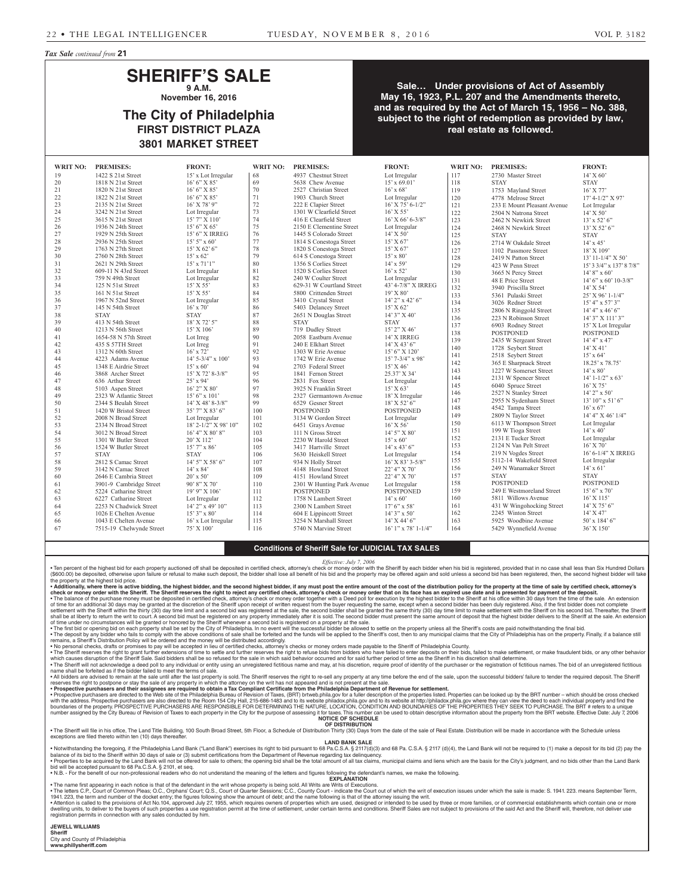*Tax Sale continued from* **21**

# SHERIFF'S SALE

**9 A.M.**

**November 16, 2016**

## The City of Philadelphia

**FIRST DISTRICT PLAZA**

**3801 MARKET STREET**

**Sale… Under provisions of Act of Assembly May 16, 1923, P.L. 207 and the Amendments thereto, and as required by the Act of March 15, 1956 – No. 388, subject to the right of redemption as provided by law, real estate as followed.**

| WRIT NO: | PREMISES: | FRONT: |
|---|---|---|
| 19 | 1422 S 21st Street | 15' x Lot Irregular |
| 20 | 1818 N 21st Street | 16' 6" X 85' |
| 21 | 1820 N 21st Street | 16' 6" X 85' |
| 22 | 1822 N 21st Street | 16' 6" X 85' |
| 23 | 2135 N 21st Street | 16' X 78' 9" |
| 24 | 3242 N 21st Street | Lot Irregular |
| 25 | 3615 N 21st Street | 15' 7" X 110' |
| 26 | 1936 N 24th Street | 15' 6" X 65' |
| 27 | 1929 N 25th Street | 15' 6" X IRREG |
| 28 | 2936 N 25th Street | 15' 5" x 60' |
| 29 | 1763 N 27th Street | 15' X 62' 6" |
| 30 | 2760 N 28th Street | 15' x 62' |
| 31 | 2621 N 29th Street | 15' x 71'1" |
| 32 | 609-11 N 43rd Street | Lot Irregular |
| 33 | 759 N 49th Street | Lot Irregular |
| 34 | 125 N 51st Street | 15' X 55' |
| 35 | 161 N 51st Street | 15' X 55' |
| 36 | 1967 N 52nd Street | Lot Irregular |
| 37 | 145 N 54th Street | 16' x 70' |
| 38 | STAY | STAY |
| 39 | 413 N 54th Street | 18' X 72' 5" |
| 40 | 1213 N 56th Street | 15' X 106' |
| 41 | 1654-58 N 57th Street | Lot Irreg |
| 42 | 435 S 57TH Street | Lot Irreg |
| 43 | 1312 N 60th Street | 16' x 72' |
| 44 | 4223 Adams Avenue | 14' 5-3/4" x 100' |
| 45 | 1348 E Airdrie Street | 15' x 60' |
| 46 | 3868 Archer Street | 15' X 72' 8-3/8" |
| 47 | 636 Arthur Street | 25' x 94' |
| 48 | 5103 Aspen Street | 16' 2" X 80' |
| 49 | 2323 W Atlantic Street | 15' 6" x 101' |
| 50 | 2344 S Beulah Street | 14' X 48' 8-3/8" |
| 51 | 1420 W Bristol Street | 35' 7" X 83' 6" |
| 52 | 2008 N Broad Street | Lot Irregular |
| 53 | 2334 N Broad Street | 18' 2-1/2" X 98' 10" |
| 54 | 3012 N Broad Street | 16' 4" X 80' 8" |
| 55 | 1301 W Butler Street | 20' X 112' |
| 56 | 1524 W Butler Street | 15' 7" x 86' |
| 57 | STAY | STAY |
| 58 | 2812 S Camac Street | 14' 5" X 58' 6" |
| 59 | 3142 N Camac Street | 14' x 84' |
| 60 | 2646 E Cambria Street | 20' x 50' |
| 61 | 3901-9 Cambridge Street | 90' 8" X 70' |
| 62 | 5224 Catharine Street | 19' 9" X 106' |
| 63 | 6227 Catharine Street | Lot Irregular |
| 64 | 2253 N Chadwick Street | 14' 2" x 49' 10" |
| 65 | 1026 E Chelten Avenue | 15' 3" x 80' |
| 66 | 1043 E Chelten Avenue | 16' x Lot Irregular |
| 67 | 7515-19 Chelwynde Street | 75' X 100' |
| 68 | 4937 Chestnut Street | Lot Irregular |
| 69 | 5638 Chew Avenue | 15' x 69.01' |
| 70 | 2527 Christian Street | 16' x 68' |
| 71 | 1903 Church Street | Lot Irregular |
| 72 | 222 E Clapier Street | 16' X 75' 6-1/2" |
| 73 | 1301 W Clearfield Street | 16' X 55' |
| 74 | 416 E Clearfield Street | 16' X 66' 6-3/8" |
| 75 | 2150 E Clementine Street | Lot Irregular |
| 76 | 1445 S Colorado Street | 14' X 50' |
| 77 | 1814 S Conestoga Street | 15' X 67' |
| 78 | 1820 S Conestoga Street | 15' X 67' |
| 79 | 614 S Conestoga Street | 15' x 80' |
| 80 | 1356 S Corlies Street | 14' x 59' |
| 81 | 1520 S Corlies Street | 16' x 52' |
| 82 | 240 W Coulter Street | Lot Irregular |
| 83 | 629-31 W Courtland Street | 43' 4-7/8" X IRREG |
| 84 | 5800 Crittenden Street | 19' X 80' |
| 85 | 3410 Crystal Street | 14' 2" x 42' 6" |
| 86 | 5403 Delancey Street | 15' X 62' |
| 87 | 2651 N Douglas Street | 14' 3" X 40' |
| 88 | STAY | STAY |
| 89 | 719 Dudley Street | 15' 2" X 46' |
| 90 | 2058 Eastburn Avenue | 14' X IRREG |
| 91 | 240 E Elkhart Street | 14' X 43' 6" |
| 92 | 1303 W Erie Avenue | 15' 6" X 120' |
| 93 | 1742 W Erie Avenue | 15' 7-3/4" x 98' |
| 94 | 2703 Federal Street | 15' X 46' |
| 95 | 1841 Fernon Street | 25.37' X 34' |
| 96 | 2831 Fox Street | Lot Irregular |
| 97 | 3925 N Franklin Street | 15' X 63' |
| 98 | 2327 Germantown Avenue | 18' X Irregular |
| 99 | 6529 Gesner Street | 18' X 52' 6" |
| 100 | POSTPONED | POSTPONED |
| 101 | 3134 W Gordon Street | Lot Irregular |
| 102 | 6451 Grays Avenue | 16' X 56' |
| 103 | 111 N Gross Street | 14' 5" X 80' |
| 104 | 2230 W Harold Street | 15' x 60' |
| 105 | 3417 Hartville Street | 14' x 43' 6" |
| 106 | 5630 Heiskell Street | Lot Irregular |
| 107 | 934 N Holly Street | 16' X 83' 3-5/8" |
| 108 | 4148 Howland Street | 22' 4" X 70' |
| 109 | 4151 Howland Street | 22' 4" X 70' |
| 110 | 2301 W Hunting Park Avenue | Lot Irregular |
| 111 | POSTPONED | POSTPONED |
| 112 | 1758 N Lambert Street | 14' x 60' |
| 113 | 2300 N Lambert Street | 17' 6" x 58' |
| 114 | 604 E Lippincott Street | 14' 3" x 50' |
| 115 | 3254 N Marshall Street | 14' X 44' 6" |
| 116 | 5740 N Marvine Street | 16' 1" x 78' 1-1/4" |
| 117 | 2730 Master Street | 14' X 60' |
| 118 | STAY | STAY |
| 119 | 1753 Mayland Street | 16' X 77' |
| 120 | 4778 Melrose Street | 17' 4-1/2" X 97' |
| 121 | 233 E Mount Pleasant Avenue | Lot Irregular |
| 122 | 2504 N Natrona Street | 14' X 50' |
| 123 | 2462 N Newkirk Street | 13' x 52' 6" |
| 124 | 2468 N Newkirk Street | 13' X 52' 6" |
| 125 | STAY | STAY |
| 126 | 2714 W Oakdale Street | 14' x 45' |
| 127 | 1102 Passmore Street | 18' X 109' |
| 128 | 2419 N Patton Street | 13' 11-1/4" X 50' |
| 129 | 423 W Penn Street | 15' 3 3/4" x 137' 8 7/8" |
| 130 | 3665 N Percy Street | 14' 8" x 60' |
| 131 | 48 E Price Street | 14' 6" x 60' 10-3/8" |
| 132 | 3940 Priscilla Street | 14' X 54' |
| 133 | 5361 Pulaski Street | 25' X 96' 1-1/4" |
| 134 | 3026 Redner Street | 15' 4" x 57' 3" |
| 135 | 2806 N Ringgold Street | 14' 4" x 46' 6" |
| 136 | 223 N Robinson Street | 14' 3" X 111' 3" |
| 137 | 6903 Rodney Street | 15' X Lot Irregular |
| 138 | POSTPONED | POSTPONED |
| 139 | 2435 W Sergeant Street | 14' 4" x 47' |
| 140 | 1728 Seybert Street | 14' X 41' |
| 141 | 2518 Seybert Street | 15' x 64' |
| 142 | 365 E Sharpnack Street | 18.25' x 78.75' |
| 143 | 1227 W Somerset Street | 14' x 80' |
| 144 | 2131 W Spencer Street | 14' 1-1/2" x 63' |
| 145 | 6040 Spruce Street | 16' X 75' |
| 146 | 2527 N Stanley Street | 14' 2" x 50' |
| 147 | 2955 N Sydenham Street | 13' 10" x 51' 6" |
| 148 | 4542 Tampa Street | 16' x 67' |
| 149 | 2809 N Taylor Street | 14' 4" X 46' 1/4" |
| 150 | 6113 W Thompson Street | Lot Irregular |
| 151 | 199 W Tioga Street | 14' x 40' |
| 152 | 2131 E Tucker Street | Lot Irregular |
| 153 | 2124 N Van Pelt Street | 16' X 70' |
| 154 | 219 N Vogdes Street | 16' 6-1/4" X IRREG |
| 155 | 5112-14 Wakefield Street | Lot Irregular |
| 156 | 249 N Wanamaker Street | 14' x 61' |
| 157 | STAY | STAY |
| 158 | POSTPONED | POSTPONED |
| 159 | 249 E Westmoreland Street | 15' 6" x 70' |
| 160 | 5811 Willows Avenue | 16' X 115' |
| 161 | 431 W Wingohocking Street | 14' X 75' 6" |
| 162 | 2245 Winton Street | 14' X 47' |
| 163 | 5925 Woodbine Avenue | 50' x 184' 6" |
| 164 | 5429 Wynnefield Avenue | 36' X 150' |

### Conditions of Sheriff Sale for JUDICIAL TAX SALES

*Effective: July 7, 2006*

• Ten percent of the highest bid for each property auctioned off shall be deposited in certified check, attorney's check or money order with the Sheriff by each bidder when his bid is registered, provided that in no case shall less than Six Hundred Dollars ($600.00) be deposited, otherwise upon failure or refusal to make such deposit, the bidder shall lose all benefit of his bid and the property may be offered again and sold unless a second bid has been registered, then, the second highest bidder will take the property at the highest bid price.

• **Additionally, where there is active bidding, the highest bidder, and the second highest bidder, if any must post the entire amount of the cost of the distribution policy for the property at the time of sale by certified check, attorney's check or money order with the Sheriff. The Sheriff reserves the right to reject any certified check, attorney's check or money order that on its face has an expired use date and is presented for payment of the deposit.**

• The balance of the purchase money must be deposited in certified check, attorney's check or money order together with a Deed poll for execution by the highest bidder to the Sheriff at his office within 30 days from the time of the sale. An extension of time for an additional 30 days may be granted at the discretion of the Sheriff upon receipt of written request from the buyer requesting the same, except when a second bidder has been duly registered. Also, if the first bidder does not complete settlement with the Sheriff within the thirty (30) day time limit and a second bid was registered at the sale, the second bidder shall be granted the same thirty (30) day time limit to make settlement with the Sheriff on his second bid. Thereafter, the Sheriff shall be at liberty to return the writ to court. A second bid must be registered on any property immediately after it is sold. The second bidder must present the same amount of deposit that the highest bidder delivers to the Sheriff at the sale. An extension of time under no circumstances will be granted or honored by the Sheriff whenever a second bid is registered on a property at the sale.

• The first bid or opening bid on each property shall be set by the City of Philadelphia. In no event will the successful bidder be allowed to settle on the property unless all the Sheriff's costs are paid notwithstanding the final bid.

• The deposit by any bidder who fails to comply with the above conditions of sale shall be forfeited and the funds will be applied to the Sheriff's cost, then to any municipal claims that the City of Philadelphia has on the property. Finally, if a balance still remains, a Sheriff's Distribution Policy will be ordered and the money will be distributed accordingly.

• No personal checks, drafts or promises to pay will be accepted in lieu of certified checks, attorney's checks or money orders made payable to the Sheriff of Philadelphia County.

• The Sheriff reserves the right to grant further extensions of time to settle and further reserves the right to refuse bids from bidders who have failed to enter deposits on their bids, failed to make settlement, or make fraudulent bids, or any other behavior which causes disruption of the Sheriff Sale. Said bidders shall be so refused for the sale in which said behavior occurred and for said further period of time as the Sheriff in his discretion shall determine.

• The Sheriff will not acknowledge a deed poll to any individual or entity using an unregistered fictitious name and may, at his discretion, require proof of identity of the purchaser or the registration of fictitious names. The bid of an unregistered fictitious name shall be forfeited as if the bidder failed to meet the terms of sale.

• All bidders are advised to remain at the sale until after the last property is sold. The Sheriff reserves the right to re-sell any property at any time before the end of the sale, upon the successful bidders' failure to tender the required deposit. The Sheriff reserves the right to postpone or stay the sale of any property in which the attorney on the writ has not appeared and is not present at the sale.

• **Prospective purchasers and their assignees are required to obtain a Tax Compliant Certificate from the Philadelphia Department of Revenue for settlement.**

• Prospective purchasers are directed to the Web site of the Philadelphia Bureau of Revision of Taxes, (BRT) brtweb.phila.gov for a fuller description of the properties listed. Properties can be looked up by the BRT number – which should be cross checked with the address. Prospective purchasers are also directed to the Room 154 City Hall, 215-686-1483 and to its website philadox.phila.gov and to its website at http://philadox.phila.gov where they can view the deed to each individual property and find the boundaries of the property. PROSPECTIVE PURCHASERS ARE RESPONSIBLE FOR DETERMINING THE NATURE, LOCATION, CONDITION AND BOUNDARIES OF THE PROPERTIES THEY SEEK TO PURCHASE. The BRT # refers to a unique number assigned by the City Bureau of Revision of Taxes to each property in the City for the purpose of assessing it for taxes. This number can be used to obtain descriptive information about the property from the BRT website. Effective Date: July 7, 2006

**NOTICE OF SCHEDULE OF DISTRIBUTION**

• The Sheriff will file in his office, The Land Title Building, 100 South Broad Street, 5th Floor, a Schedule of Distribution Thirty (30) Days from the date of the sale of Real Estate. Distribution will be made in accordance with the Schedule unless exceptions are filed thereto within ten (10) days thereafter.

**LAND BANK SALE**

• Notwithstanding the foregoing, if the Philadelphia Land Bank ("Land Bank") exercises its right to bid pursuant to 68 Pa.C.S.A. § 2117(d)(3) and 68 Pa. C.S.A. § 2117 (d)(4), the Land Bank will not be required to (1) make a deposit for its bid (2) pay the balance of its bid to the Sheriff within 30 days of sale or (3) submit certifications from the Department of Revenue regarding tax delinquency.

• Properties to be acquired by the Land Bank will not be offered for sale to others; the opening bid shall be the total amount of all tax claims, municipal claims and liens which are the basis for the City's judgment, and no bids other than the Land Bank bid will be accepted pursuant to 68 Pa.C.S.A. § 2101, et seq.

• N.B. - For the benefit of our non-professional readers who do not understand the meaning of the letters and figures following the defendant's names, we make the following.

**EXPLANATION**

• The name first appearing in each notice is that of the defendant in the writ whose property is being sold. All Writs are Writs of Executions.

• The letters C.P., Court of Common Pleas; O.C., Orphans' Court; Q.S., Court of Quarter Sessions; C.C., County Court - indicate the Court out of which the writ of execution issues under which the sale is made: S. 1941. 223. means September Term, 1941. 223, the term and number of the docket entry; the figures following show the amount of debt; and the name following is that of the attorney issuing the writ.

• Attention is called to the provisions of Act No.104, approved July 27, 1955, which requires owners of properties which are used, designed or intended to be used by three or more families, or of commercial establishments which contain one or more dwelling units, to deliver to the buyers of such properties a use registration permit at the time of settlement, under certain terms and conditions. Sheriff Sales are not subject to provisions of the said Act and the Sheriff will, therefore, not deliver use registration permits in connection with any sales conducted by him.

**JEWELL WILLIAMS**
**Sheriff**
City and County of Philadelphia
**www.phillysheriff.com**